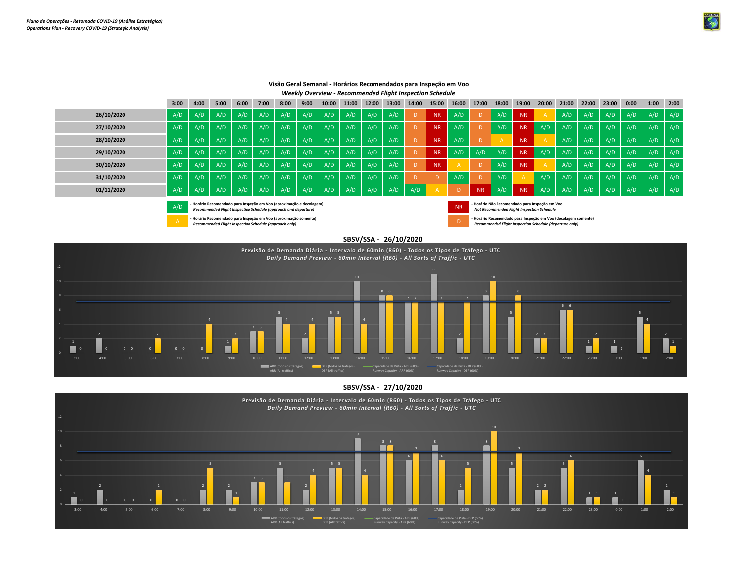***Plano de Operações - Retomada COVID-19 (Análise Estratégica)***
***Operations Plan - Recovery COVID-19 (Strategic Analysis)***

### Visão Geral Semanal - Horários Recomendados para Inspeção em Voo
### *Weekly Overview - Recommended Flight Inspection Schedule*

| | 3:00 | 4:00 | 5:00 | 6:00 | 7:00 | 8:00 | 9:00 | 10:00 | 11:00 | 12:00 | 13:00 | 14:00 | 15:00 | 16:00 | 17:00 | 18:00 | 19:00 | 20:00 | 21:00 | 22:00 | 23:00 | 0:00 | 1:00 | 2:00 |
|---|---|---|---|---|---|---|---|---|---|---|---|---|---|---|---|---|---|---|---|---|---|---|---|---|
| 26/10/2020 | A/D | A/D | A/D | A/D | A/D | A/D | A/D | A/D | A/D | A/D | A/D | D | NR | A/D | D | A/D | NR | A | A/D | A/D | A/D | A/D | A/D | A/D |
| 27/10/2020 | A/D | A/D | A/D | A/D | A/D | A/D | A/D | A/D | A/D | A/D | A/D | D | NR | A/D | D | A/D | NR | A/D | A/D | A/D | A/D | A/D | A/D | A/D |
| 28/10/2020 | A/D | A/D | A/D | A/D | A/D | A/D | A/D | A/D | A/D | A/D | A/D | D | NR | A/D | D | A | NR | A | A/D | A/D | A/D | A/D | A/D | A/D |
| 29/10/2020 | A/D | A/D | A/D | A/D | A/D | A/D | A/D | A/D | A/D | A/D | A/D | D | NR | A/D | A/D | A/D | NR | A/D | A/D | A/D | A/D | A/D | A/D | A/D |
| 30/10/2020 | A/D | A/D | A/D | A/D | A/D | A/D | A/D | A/D | A/D | A/D | A/D | D | NR | A | D | A/D | NR | A | A/D | A/D | A/D | A/D | A/D | A/D |
| 31/10/2020 | A/D | A/D | A/D | A/D | A/D | A/D | A/D | A/D | A/D | A/D | A/D | D | D | A/D | D | A/D | A | A/D | A/D | A/D | A/D | A/D | A/D | A/D |
| 01/11/2020 | A/D | A/D | A/D | A/D | A/D | A/D | A/D | A/D | A/D | A/D | A/D | A/D | A | D | NR | A/D | NR | A/D | A/D | A/D | A/D | A/D | A/D | A/D |

- **A/D** - Horário Recomendado para Inspeção em Voo (aproximação e decolagem) / *Recommended Flight Inspection Schedule (approach and departure)*
- **A** - Horário Recomendado para Inspeção em Voo (aproximação somente) / *Recommended Flight Inspection Schedule (approach only)*
- **NR** - Horário Não Recomendado para Inspeção em Voo / *Not Recommended Flight Inspection Schedule*
- **D** - Horário Recomendado para Inspeção em Voo (decolagem somente) / *Recommended Flight Inspection Schedule (departure only)*

### SBSV/SSA - 26/10/2020

**Previsão de Demanda Diária - Intervalo de 60min (R60) - Todos os Tipos de Tráfego - UTC**
*Daily Demand Preview - 60min Interval (R60) - All Sorts of Traffic - UTC*

| | 3:00 | 4:00 | 5:00 | 6:00 | 7:00 | 8:00 | 9:00 | 10:00 | 11:00 | 12:00 | 13:00 | 14:00 | 15:00 | 16:00 | 17:00 | 18:00 | 19:00 | 20:00 | 21:00 | 22:00 | 23:00 | 0:00 | 1:00 | 2:00 |
|---|---|---|---|---|---|---|---|---|---|---|---|---|---|---|---|---|---|---|---|---|---|---|---|---|
| ARR (todos os tráfegos) / ARR (All traffics) | 1 | 2 | 0 | 0 | 0 | 0 | 1 | 3 | 5 | 2 | 5 | 10 | 8 | 7 | 11 | 2 | 8 | 5 | 2 | 6 | 1 | 1 | 5 | 2 |
| DEP (todos os tráfegos) / DEP (All traffics) | 0 | 0 | 0 | 2 | 0 | 4 | 2 | 3 | 4 | 4 | 5 | 4 | 8 | 7 | 7 | 7 | 10 | 8 | 2 | 6 | 2 | 0 | 4 | 1 |

Legend: ARR (todos os tráfegos) / ARR (All traffics); DEP (todos os tráfegos) / DEP (All traffics); Capacidade de Pista - ARR (60%) / Runway Capacity - ARR (60%); Capacidade de Pista - DEP (60%) / Runway Capacity - DEP (60%)

### SBSV/SSA - 27/10/2020

**Previsão de Demanda Diária - Intervalo de 60min (R60) - Todos os Tipos de Tráfego - UTC**
*Daily Demand Preview - 60min Interval (R60) - All Sorts of Traffic - UTC*

| | 3:00 | 4:00 | 5:00 | 6:00 | 7:00 | 8:00 | 9:00 | 10:00 | 11:00 | 12:00 | 13:00 | 14:00 | 15:00 | 16:00 | 17:00 | 18:00 | 19:00 | 20:00 | 21:00 | 22:00 | 23:00 | 0:00 | 1:00 | 2:00 |
|---|---|---|---|---|---|---|---|---|---|---|---|---|---|---|---|---|---|---|---|---|---|---|---|---|
| ARR (todos os tráfegos) / ARR (All traffics) | 1 | 2 | 0 | 0 | 0 | 2 | 2 | 3 | 5 | 2 | 5 | 9 | 8 | 6 | 8 | 2 | 8 | 5 | 2 | 5 | 1 | 1 | 6 | 2 |
| DEP (todos os tráfegos) / DEP (All traffics) | 0 | 0 | 0 | 2 | 0 | 5 | 1 | 3 | 3 | 4 | 5 | 4 | 8 | 7 | 6 | 5 | 10 | 7 | 2 | 6 | 1 | 0 | 4 | 1 |

Legend: ARR (todos os tráfegos) / ARR (All traffics); DEP (todos os tráfegos) / DEP (All traffics); Capacidade de Pista - ARR (60%) / Runway Capacity - ARR (60%); Capacidade de Pista - DEP (60%) / Runway Capacity - DEP (60%)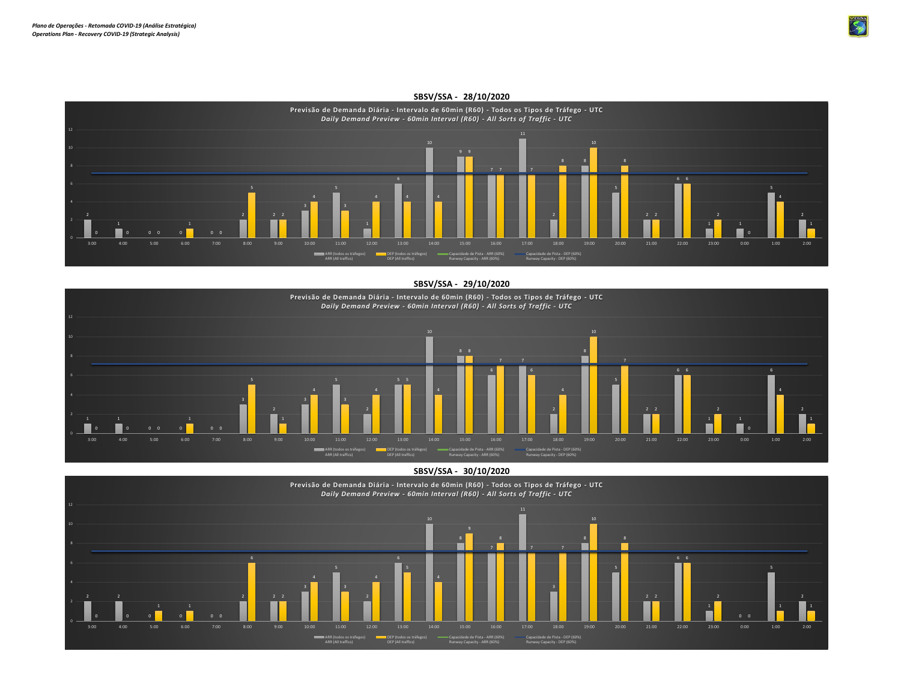*Plano de Operações - Retomada COVID-19 (Análise Estratégica)*
*Operations Plan - Recovery COVID-19 (Strategic Analysis)*

## SBSV/SSA - 28/10/2020

**Previsão de Demanda Diária - Intervalo de 60min (R60) - Todos os Tipos de Tráfego - UTC**
***Daily Demand Preview - 60min Interval (R60) - All Sorts of Traffic - UTC***

| Hora | ARR (todos os tráfegos) / ARR (All traffics) | DEP (todos os tráfegos) / DEP (All traffics) |
|---|---|---|
| 3:00 | 2 | 0 |
| 4:00 | 1 | 0 |
| 5:00 | 0 | 0 |
| 6:00 | 0 | 1 |
| 7:00 | 0 | 0 |
| 8:00 | 2 | 5 |
| 9:00 | 2 | 2 |
| 10:00 | 3 | 4 |
| 11:00 | 5 | 3 |
| 12:00 | 1 | 4 |
| 13:00 | 6 | 4 |
| 14:00 | 10 | 4 |
| 15:00 | 9 | 9 |
| 16:00 | 7 | 7 |
| 17:00 | 11 | 7 |
| 18:00 | 2 | 8 |
| 19:00 | 8 | 10 |
| 20:00 | 5 | 8 |
| 21:00 | 2 | 2 |
| 22:00 | 6 | 6 |
| 23:00 | 1 | 2 |
| 0:00 | 1 | 0 |
| 1:00 | 5 | 4 |
| 2:00 | 2 | 1 |

Legenda: ARR (todos os tráfegos) / ARR (All traffics); DEP (todos os tráfegos) / DEP (All traffics); Capacidade de Pista - ARR (60%) / Runway Capacity - ARR (60%); Capacidade de Pista - DEP (60%) / Runway Capacity - DEP (60%)

## SBSV/SSA - 29/10/2020

**Previsão de Demanda Diária - Intervalo de 60min (R60) - Todos os Tipos de Tráfego - UTC**
***Daily Demand Preview - 60min Interval (R60) - All Sorts of Traffic - UTC***

| Hora | ARR (todos os tráfegos) / ARR (All traffics) | DEP (todos os tráfegos) / DEP (All traffics) |
|---|---|---|
| 3:00 | 1 | 0 |
| 4:00 | 1 | 0 |
| 5:00 | 0 | 0 |
| 6:00 | 0 | 1 |
| 7:00 | 0 | 0 |
| 8:00 | 3 | 5 |
| 9:00 | 2 | 1 |
| 10:00 | 3 | 4 |
| 11:00 | 5 | 3 |
| 12:00 | 2 | 4 |
| 13:00 | 5 | 5 |
| 14:00 | 10 | 4 |
| 15:00 | 8 | 8 |
| 16:00 | 6 | 7 |
| 17:00 | 7 | 6 |
| 18:00 | 2 | 4 |
| 19:00 | 8 | 10 |
| 20:00 | 5 | 7 |
| 21:00 | 2 | 2 |
| 22:00 | 6 | 6 |
| 23:00 | 1 | 2 |
| 0:00 | 1 | 0 |
| 1:00 | 6 | 4 |
| 2:00 | 2 | 1 |

Legenda: ARR (todos os tráfegos) / ARR (All traffics); DEP (todos os tráfegos) / DEP (All traffics); Capacidade de Pista - ARR (60%) / Runway Capacity - ARR (60%); Capacidade de Pista - DEP (60%) / Runway Capacity - DEP (60%)

## SBSV/SSA - 30/10/2020

**Previsão de Demanda Diária - Intervalo de 60min (R60) - Todos os Tipos de Tráfego - UTC**
***Daily Demand Preview - 60min Interval (R60) - All Sorts of Traffic - UTC***

| Hora | ARR (todos os tráfegos) / ARR (All traffics) | DEP (todos os tráfegos) / DEP (All traffics) |
|---|---|---|
| 3:00 | 2 | 0 |
| 4:00 | 2 | 0 |
| 5:00 | 0 | 1 |
| 6:00 | 0 | 1 |
| 7:00 | 0 | 0 |
| 8:00 | 2 | 6 |
| 9:00 | 2 | 2 |
| 10:00 | 3 | 4 |
| 11:00 | 5 | 3 |
| 12:00 | 2 | 4 |
| 13:00 | 6 | 5 |
| 14:00 | 10 | 4 |
| 15:00 | 8 | 9 |
| 16:00 | 7 | 8 |
| 17:00 | 11 | 7 |
| 18:00 | 3 | 7 |
| 19:00 | 8 | 10 |
| 20:00 | 5 | 8 |
| 21:00 | 2 | 2 |
| 22:00 | 6 | 6 |
| 23:00 | 1 | 2 |
| 0:00 | 0 | 0 |
| 1:00 | 5 | 1 |
| 2:00 | 2 | 1 |

Legenda: ARR (todos os tráfegos) / ARR (All traffics); DEP (todos os tráfegos) / DEP (All traffics); Capacidade de Pista - ARR (60%) / Runway Capacity - ARR (60%); Capacidade de Pista - DEP (60%) / Runway Capacity - DEP (60%)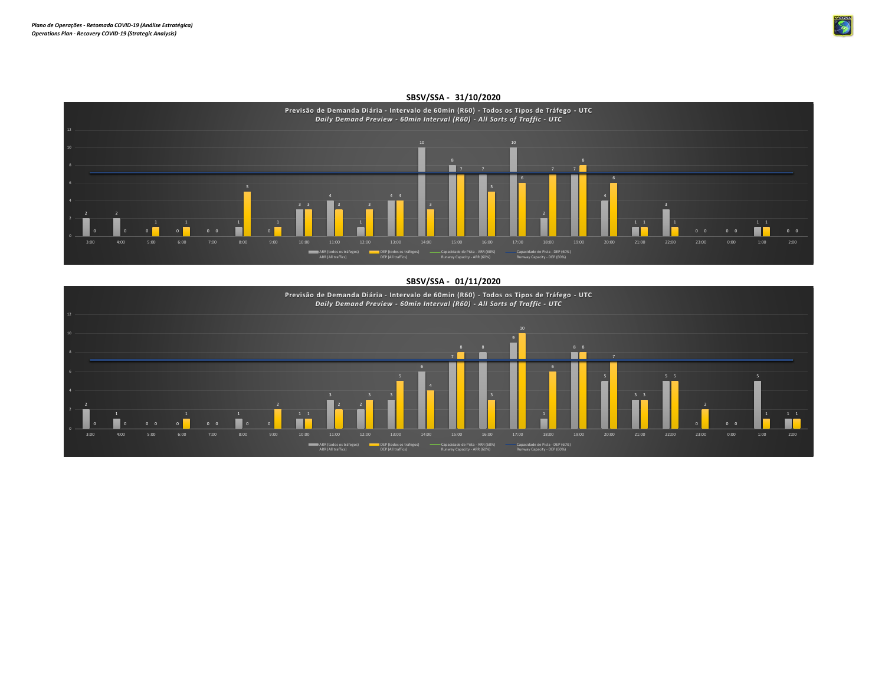## SBSV/SSA - 31/10/2020

**Previsão de Demanda Diária - Intervalo de 60min (R60) - Todos os Tipos de Tráfego - UTC**

*Daily Demand Preview - 60min Interval (R60) - All Sorts of Traffic - UTC*

0 2 4 6 8 10 12

3:00 4:00 5:00 6:00 7:00 8:00 9:00 10:00 11:00 12:00 13:00 14:00 15:00 16:00 17:00 18:00 19:00 20:00 21:00 22:00 23:00 0:00 1:00 2:00

ARR (todos os tráfegos) / ARR (All traffics)

DEP (todos os tráfegos) / DEP (All traffics)

Capacidade de Pista - ARR (60%) / Runway Capacity - ARR (60%)

Capacidade de Pista - DEP (60%) / Runway Capacity - DEP (60%)

## SBSV/SSA - 01/11/2020

**Previsão de Demanda Diária - Intervalo de 60min (R60) - Todos os Tipos de Tráfego - UTC**

*Daily Demand Preview - 60min Interval (R60) - All Sorts of Traffic - UTC*

0 2 4 6 8 10 12

3:00 4:00 5:00 6:00 7:00 8:00 9:00 10:00 11:00 12:00 13:00 14:00 15:00 16:00 17:00 18:00 19:00 20:00 21:00 22:00 23:00 0:00 1:00 2:00

ARR (todos os tráfegos) / ARR (All traffics)

DEP (todos os tráfegos) / DEP (All traffics)

Capacidade de Pista - ARR (60%) / Runway Capacity - ARR (60%)

Capacidade de Pista - DEP (60%) / Runway Capacity - DEP (60%)